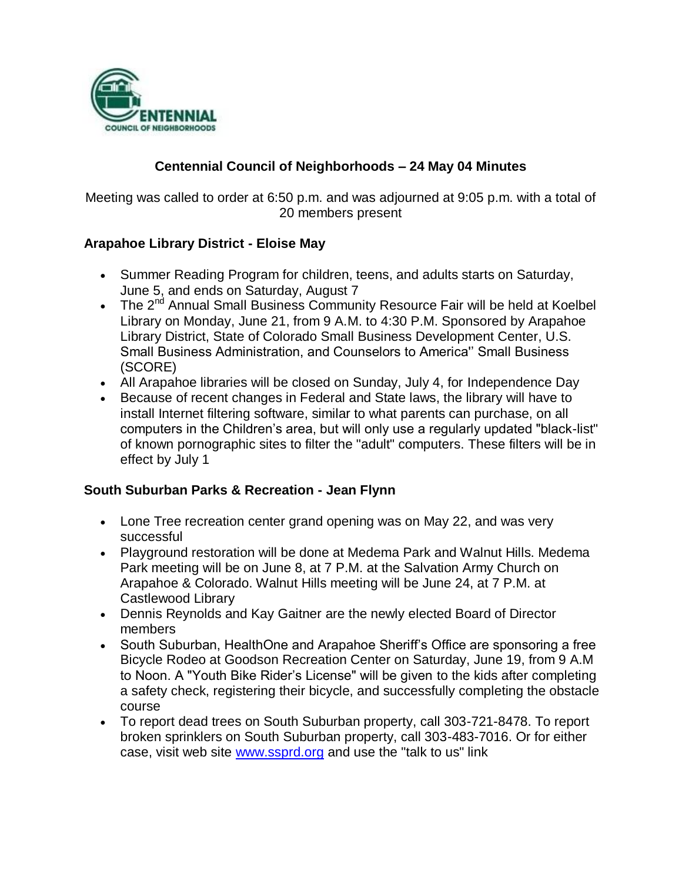# Centennial Council of Neighborhoods – 24 May 04 Minutes

Meeting was called to order at 6:50 p.m. and was adjourned at 9:05 p.m. with a total of 20 members present

### Arapahoe Library District - Eloise May

- Summer Reading Program for children, teens, and adults starts on Saturday, June 5, and ends on Saturday, August 7
- The 2nd Annual Small Business Community Resource Fair will be held at Koelbel Library on Monday, June 21, from 9 A.M. to 4:30 P.M. Sponsored by Arapahoe Library District, State of Colorado Small Business Development Center, U.S. Small Business Administration, and Counselors to America'' Small Business (SCORE)
- All Arapahoe libraries will be closed on Sunday, July 4, for Independence Day
- Because of recent changes in Federal and State laws, the library will have to install Internet filtering software, similar to what parents can purchase, on all computers in the Children's area, but will only use a regularly updated "black-list" of known pornographic sites to filter the "adult" computers. These filters will be in effect by July 1

### South Suburban Parks & Recreation - Jean Flynn

- Lone Tree recreation center grand opening was on May 22, and was very successful
- Playground restoration will be done at Medema Park and Walnut Hills. Medema Park meeting will be on June 8, at 7 P.M. at the Salvation Army Church on Arapahoe & Colorado. Walnut Hills meeting will be June 24, at 7 P.M. at Castlewood Library
- Dennis Reynolds and Kay Gaitner are the newly elected Board of Director members
- South Suburban, HealthOne and Arapahoe Sheriff's Office are sponsoring a free Bicycle Rodeo at Goodson Recreation Center on Saturday, June 19, from 9 A.M to Noon. A "Youth Bike Rider's License" will be given to the kids after completing a safety check, registering their bicycle, and successfully completing the obstacle course
- To report dead trees on South Suburban property, call 303-721-8478. To report broken sprinklers on South Suburban property, call 303-483-7016. Or for either case, visit web site www.ssprd.org and use the "talk to us" link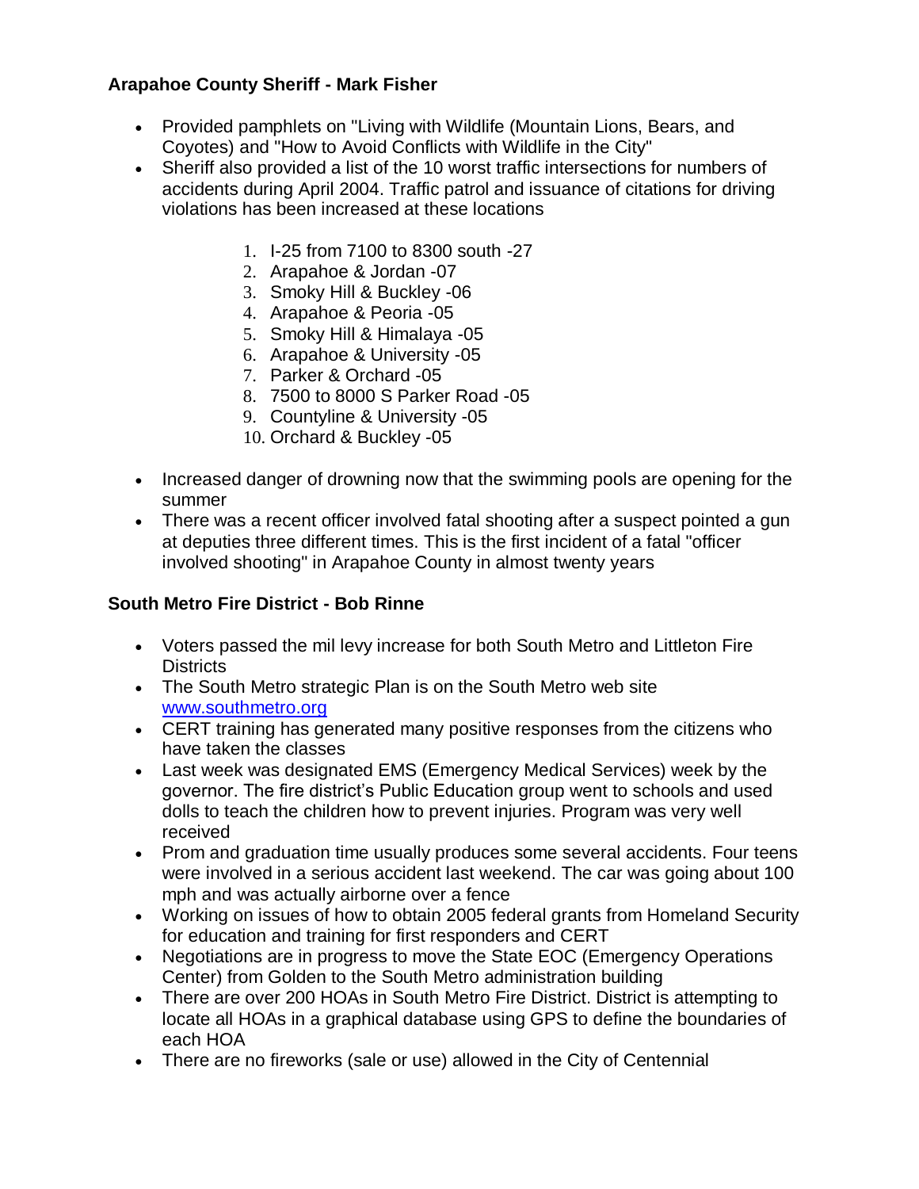**Arapahoe County Sheriff - Mark Fisher**

- Provided pamphlets on "Living with Wildlife (Mountain Lions, Bears, and Coyotes) and "How to Avoid Conflicts with Wildlife in the City"
- Sheriff also provided a list of the 10 worst traffic intersections for numbers of accidents during April 2004. Traffic patrol and issuance of citations for driving violations has been increased at these locations

    1. I-25 from 7100 to 8300 south -27
    2. Arapahoe & Jordan -07
    3. Smoky Hill & Buckley -06
    4. Arapahoe & Peoria -05
    5. Smoky Hill & Himalaya -05
    6. Arapahoe & University -05
    7. Parker & Orchard -05
    8. 7500 to 8000 S Parker Road -05
    9. Countyline & University -05
    10. Orchard & Buckley -05

- Increased danger of drowning now that the swimming pools are opening for the summer
- There was a recent officer involved fatal shooting after a suspect pointed a gun at deputies three different times. This is the first incident of a fatal "officer involved shooting" in Arapahoe County in almost twenty years

**South Metro Fire District - Bob Rinne**

- Voters passed the mil levy increase for both South Metro and Littleton Fire Districts
- The South Metro strategic Plan is on the South Metro web site [www.southmetro.org](http://www.southmetro.org)
- CERT training has generated many positive responses from the citizens who have taken the classes
- Last week was designated EMS (Emergency Medical Services) week by the governor. The fire district's Public Education group went to schools and used dolls to teach the children how to prevent injuries. Program was very well received
- Prom and graduation time usually produces some several accidents. Four teens were involved in a serious accident last weekend. The car was going about 100 mph and was actually airborne over a fence
- Working on issues of how to obtain 2005 federal grants from Homeland Security for education and training for first responders and CERT
- Negotiations are in progress to move the State EOC (Emergency Operations Center) from Golden to the South Metro administration building
- There are over 200 HOAs in South Metro Fire District. District is attempting to locate all HOAs in a graphical database using GPS to define the boundaries of each HOA
- There are no fireworks (sale or use) allowed in the City of Centennial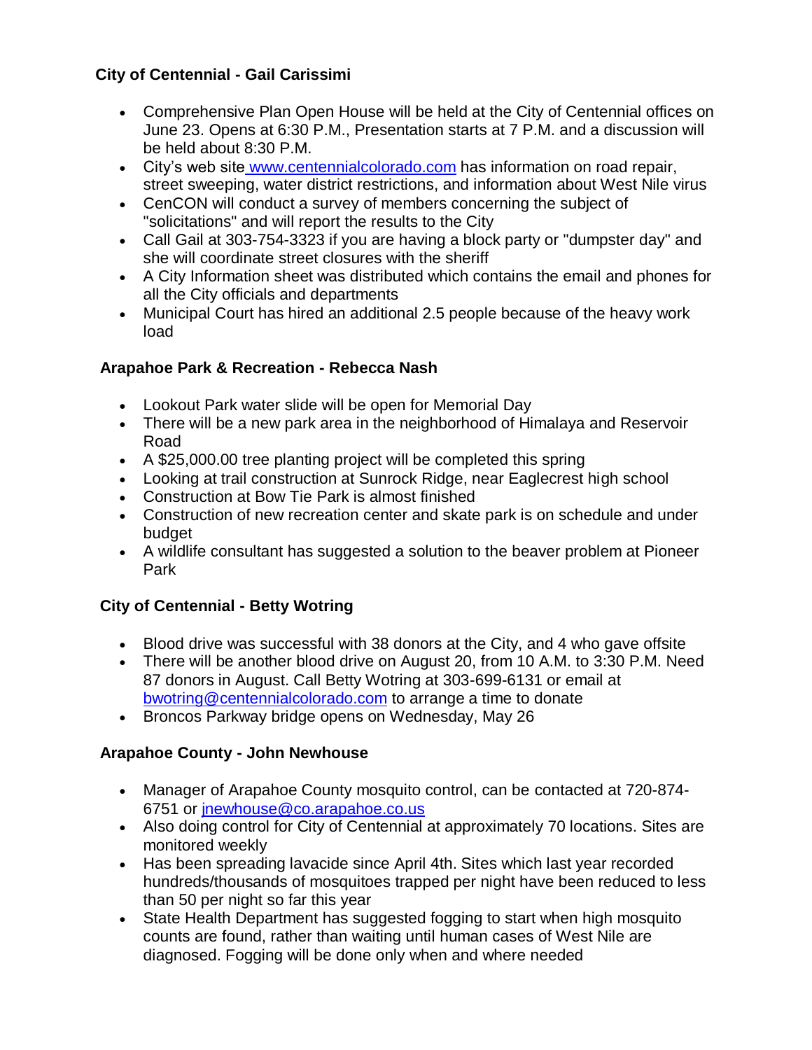**City of Centennial - Gail Carissimi**

- Comprehensive Plan Open House will be held at the City of Centennial offices on June 23. Opens at 6:30 P.M., Presentation starts at 7 P.M. and a discussion will be held about 8:30 P.M.
- City's web site www.centennialcolorado.com has information on road repair, street sweeping, water district restrictions, and information about West Nile virus
- CenCON will conduct a survey of members concerning the subject of "solicitations" and will report the results to the City
- Call Gail at 303-754-3323 if you are having a block party or "dumpster day" and she will coordinate street closures with the sheriff
- A City Information sheet was distributed which contains the email and phones for all the City officials and departments
- Municipal Court has hired an additional 2.5 people because of the heavy work load

**Arapahoe Park & Recreation - Rebecca Nash**

- Lookout Park water slide will be open for Memorial Day
- There will be a new park area in the neighborhood of Himalaya and Reservoir Road
- A $25,000.00 tree planting project will be completed this spring
- Looking at trail construction at Sunrock Ridge, near Eaglecrest high school
- Construction at Bow Tie Park is almost finished
- Construction of new recreation center and skate park is on schedule and under budget
- A wildlife consultant has suggested a solution to the beaver problem at Pioneer Park

**City of Centennial - Betty Wotring**

- Blood drive was successful with 38 donors at the City, and 4 who gave offsite
- There will be another blood drive on August 20, from 10 A.M. to 3:30 P.M. Need 87 donors in August. Call Betty Wotring at 303-699-6131 or email at bwotring@centennialcolorado.com to arrange a time to donate
- Broncos Parkway bridge opens on Wednesday, May 26

**Arapahoe County - John Newhouse**

- Manager of Arapahoe County mosquito control, can be contacted at 720-874-6751 or jnewhouse@co.arapahoe.co.us
- Also doing control for City of Centennial at approximately 70 locations. Sites are monitored weekly
- Has been spreading lavacide since April 4th. Sites which last year recorded hundreds/thousands of mosquitoes trapped per night have been reduced to less than 50 per night so far this year
- State Health Department has suggested fogging to start when high mosquito counts are found, rather than waiting until human cases of West Nile are diagnosed. Fogging will be done only when and where needed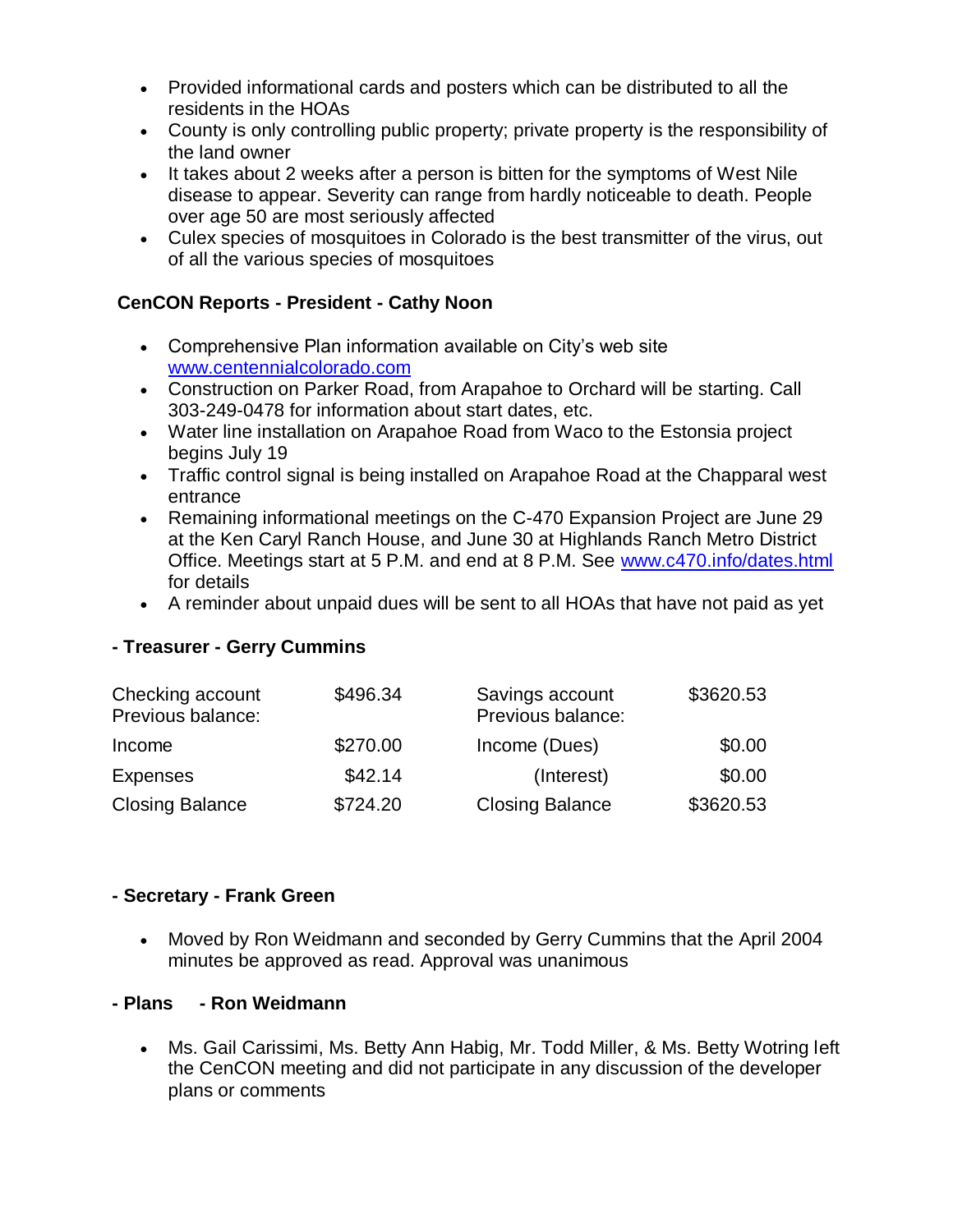- Provided informational cards and posters which can be distributed to all the residents in the HOAs
- County is only controlling public property; private property is the responsibility of the land owner
- It takes about 2 weeks after a person is bitten for the symptoms of West Nile disease to appear. Severity can range from hardly noticeable to death. People over age 50 are most seriously affected
- Culex species of mosquitoes in Colorado is the best transmitter of the virus, out of all the various species of mosquitoes

**CenCON Reports - President - Cathy Noon**

- Comprehensive Plan information available on City's web site [www.centennialcolorado.com](www.centennialcolorado.com)
- Construction on Parker Road, from Arapahoe to Orchard will be starting. Call 303-249-0478 for information about start dates, etc.
- Water line installation on Arapahoe Road from Waco to the Estonsia project begins July 19
- Traffic control signal is being installed on Arapahoe Road at the Chapparal west entrance
- Remaining informational meetings on the C-470 Expansion Project are June 29 at the Ken Caryl Ranch House, and June 30 at Highlands Ranch Metro District Office. Meetings start at 5 P.M. and end at 8 P.M. See [www.c470.info/dates.html](www.c470.info/dates.html) for details
- A reminder about unpaid dues will be sent to all HOAs that have not paid as yet

**- Treasurer - Gerry Cummins**

| | | | |
|---|---|---|---|
| Checking account Previous balance: | $496.34 | Savings account Previous balance: | $3620.53 |
| Income | $270.00 | Income (Dues) | $0.00 |
| Expenses | $42.14 | (Interest) | $0.00 |
| Closing Balance | $724.20 | Closing Balance | $3620.53 |

**- Secretary - Frank Green**

- Moved by Ron Weidmann and seconded by Gerry Cummins that the April 2004 minutes be approved as read. Approval was unanimous

**- Plans - Ron Weidmann**

- Ms. Gail Carissimi, Ms. Betty Ann Habig, Mr. Todd Miller, & Ms. Betty Wotring left the CenCON meeting and did not participate in any discussion of the developer plans or comments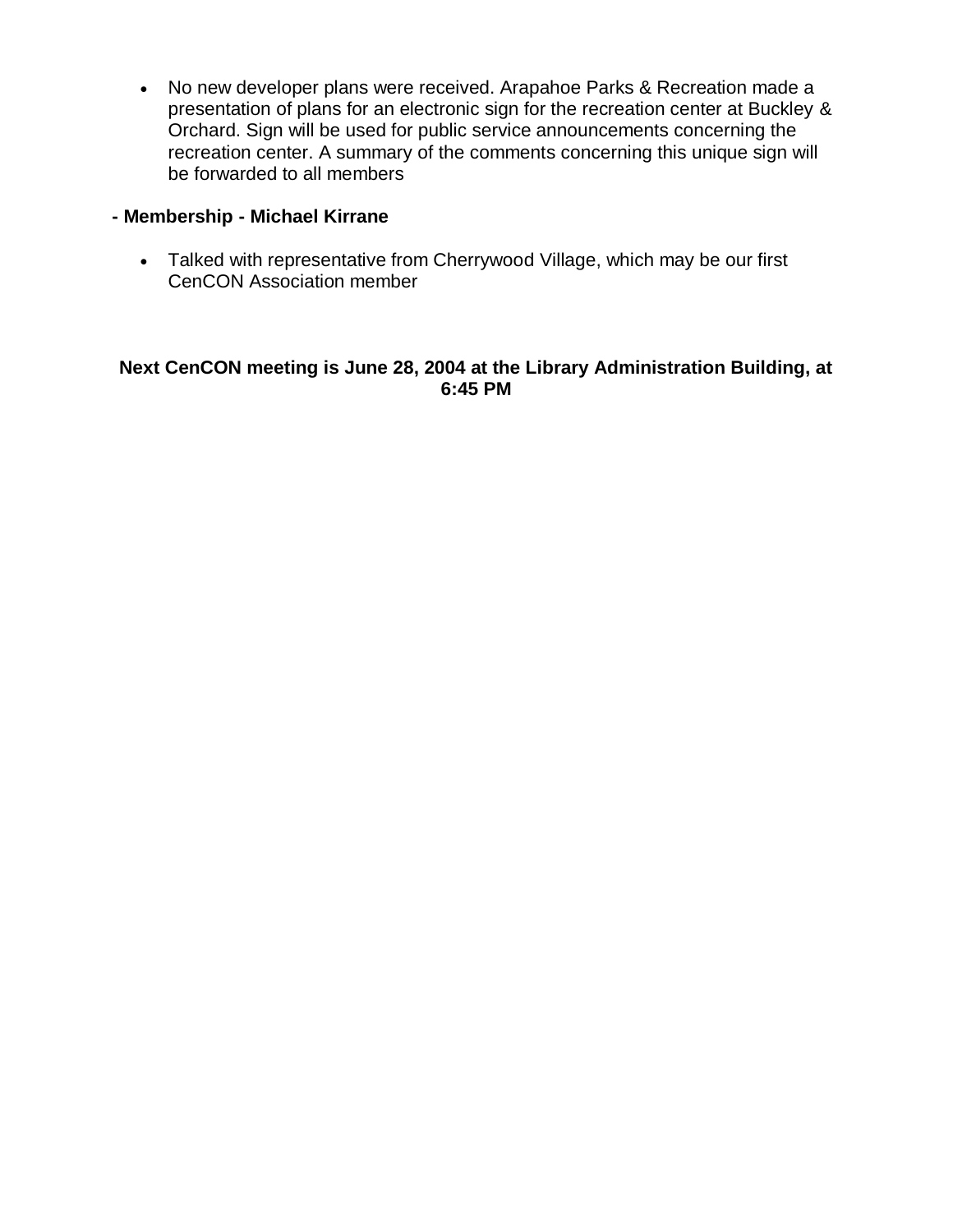- No new developer plans were received. Arapahoe Parks & Recreation made a presentation of plans for an electronic sign for the recreation center at Buckley & Orchard. Sign will be used for public service announcements concerning the recreation center. A summary of the comments concerning this unique sign will be forwarded to all members

**- Membership - Michael Kirrane**

- Talked with representative from Cherrywood Village, which may be our first CenCON Association member

**Next CenCON meeting is June 28, 2004 at the Library Administration Building, at 6:45 PM**